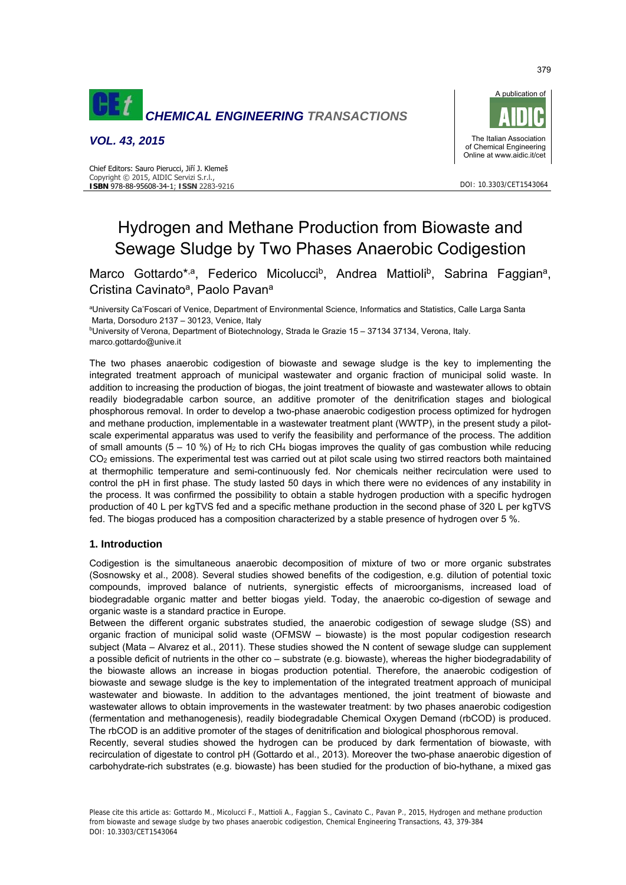# Hydrogen and Methane Production from Biowaste and Sewage Sludge by Two Phases Anaerobic Codigestion

Marco Gottardo*[,a], Federico Micolucci[b], Andrea Mattioli[b], Sabrina Faggian[a], Cristina Cavinato[a], Paolo Pavan[a]

[a]University Ca'Foscari of Venice, Department of Environmental Science, Informatics and Statistics, Calle Larga Santa Marta, Dorsoduro 2137 – 30123, Venice, Italy

[b]University of Verona, Department of Biotechnology, Strada le Grazie 15 – 37134 37134, Verona, Italy.

marco.gottardo@unive.it

The two phases anaerobic codigestion of biowaste and sewage sludge is the key to implementing the integrated treatment approach of municipal wastewater and organic fraction of municipal solid waste. In addition to increasing the production of biogas, the joint treatment of biowaste and wastewater allows to obtain readily biodegradable carbon source, an additive promoter of the denitrification stages and biological phosphorous removal. In order to develop a two-phase anaerobic codigestion process optimized for hydrogen and methane production, implementable in a wastewater treatment plant (WWTP), in the present study a pilot-scale experimental apparatus was used to verify the feasibility and performance of the process. The addition of small amounts (5 – 10 %) of $H_2$ to rich $CH_4$ biogas improves the quality of gas combustion while reducing $CO_2$ emissions. The experimental test was carried out at pilot scale using two stirred reactors both maintained at thermophilic temperature and semi-continuously fed. Nor chemicals neither recirculation were used to control the pH in first phase. The study lasted 50 days in which there were no evidences of any instability in the process. It was confirmed the possibility to obtain a stable hydrogen production with a specific hydrogen production of 40 L per kgTVS fed and a specific methane production in the second phase of 320 L per kgTVS fed. The biogas produced has a composition characterized by a stable presence of hydrogen over 5 %.

## 1. Introduction

Codigestion is the simultaneous anaerobic decomposition of mixture of two or more organic substrates (Sosnowsky et al., 2008). Several studies showed benefits of the codigestion, e.g. dilution of potential toxic compounds, improved balance of nutrients, synergistic effects of microorganisms, increased load of biodegradable organic matter and better biogas yield. Today, the anaerobic co-digestion of sewage and organic waste is a standard practice in Europe.

Between the different organic substrates studied, the anaerobic codigestion of sewage sludge (SS) and organic fraction of municipal solid waste (OFMSW – biowaste) is the most popular codigestion research subject (Mata – Alvarez et al., 2011). These studies showed the N content of sewage sludge can supplement a possible deficit of nutrients in the other co – substrate (e.g. biowaste), whereas the higher biodegradability of the biowaste allows an increase in biogas production potential. Therefore, the anaerobic codigestion of biowaste and sewage sludge is the key to implementation of the integrated treatment approach of municipal wastewater and biowaste. In addition to the advantages mentioned, the joint treatment of biowaste and wastewater allows to obtain improvements in the wastewater treatment: by two phases anaerobic codigestion (fermentation and methanogenesis), readily biodegradable Chemical Oxygen Demand (rbCOD) is produced. The rbCOD is an additive promoter of the stages of denitrification and biological phosphorous removal.

Recently, several studies showed the hydrogen can be produced by dark fermentation of biowaste, with recirculation of digestate to control pH (Gottardo et al., 2013). Moreover the two-phase anaerobic digestion of carbohydrate-rich substrates (e.g. biowaste) has been studied for the production of bio-hythane, a mixed gas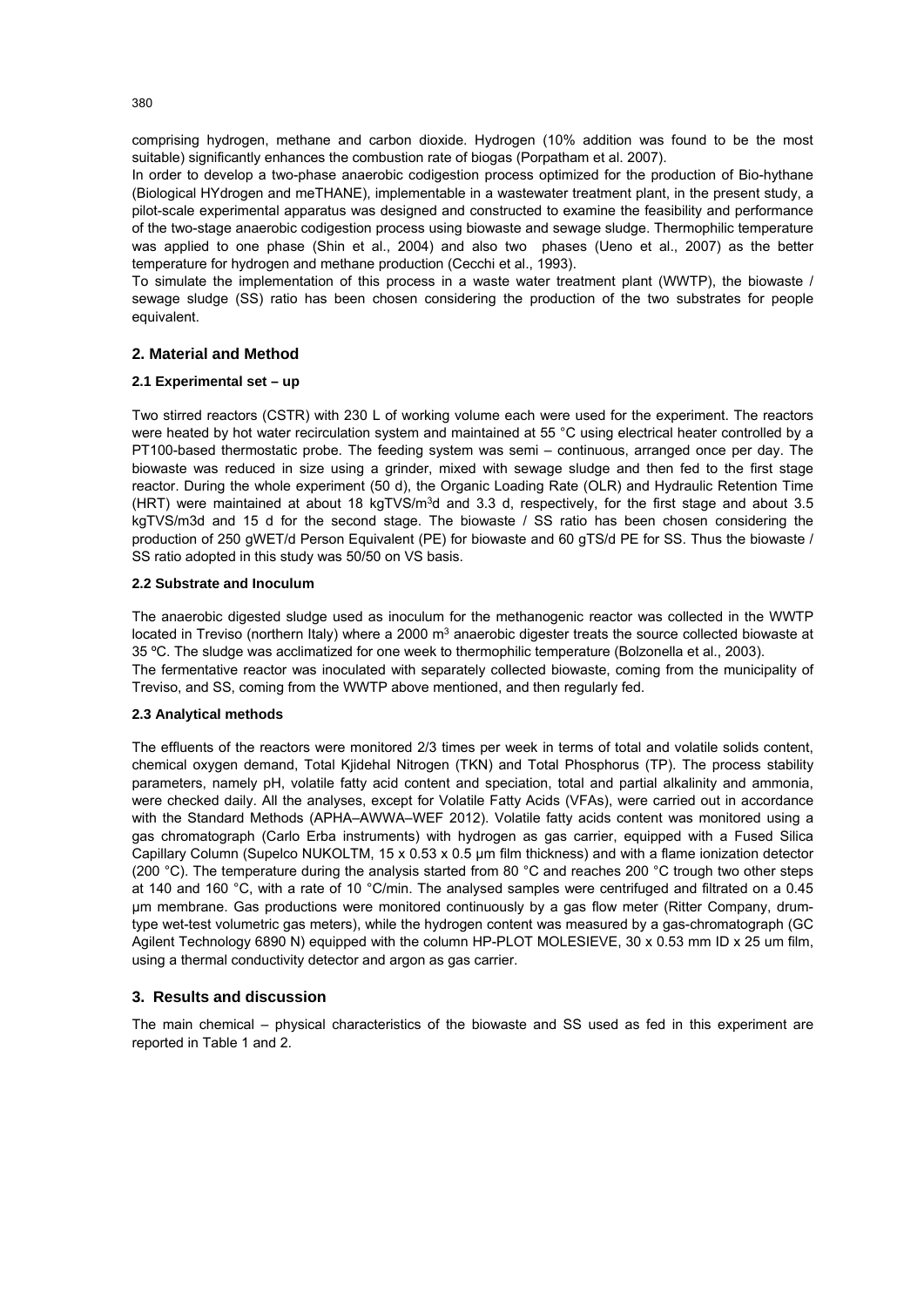comprising hydrogen, methane and carbon dioxide. Hydrogen (10% addition was found to be the most suitable) significantly enhances the combustion rate of biogas (Porpatham et al. 2007).

In order to develop a two-phase anaerobic codigestion process optimized for the production of Bio-hythane (Biological HYdrogen and meTHANE), implementable in a wastewater treatment plant, in the present study, a pilot-scale experimental apparatus was designed and constructed to examine the feasibility and performance of the two-stage anaerobic codigestion process using biowaste and sewage sludge. Thermophilic temperature was applied to one phase (Shin et al., 2004) and also two phases (Ueno et al., 2007) as the better temperature for hydrogen and methane production (Cecchi et al., 1993).

To simulate the implementation of this process in a waste water treatment plant (WWTP), the biowaste / sewage sludge (SS) ratio has been chosen considering the production of the two substrates for people equivalent.

## 2. Material and Method

### 2.1 Experimental set – up

Two stirred reactors (CSTR) with 230 L of working volume each were used for the experiment. The reactors were heated by hot water recirculation system and maintained at 55 °C using electrical heater controlled by a PT100-based thermostatic probe. The feeding system was semi – continuous, arranged once per day. The biowaste was reduced in size using a grinder, mixed with sewage sludge and then fed to the first stage reactor. During the whole experiment (50 d), the Organic Loading Rate (OLR) and Hydraulic Retention Time (HRT) were maintained at about 18 kgTVS/m$^3$d and 3.3 d, respectively, for the first stage and about 3.5 kgTVS/m3d and 15 d for the second stage. The biowaste / SS ratio has been chosen considering the production of 250 gWET/d Person Equivalent (PE) for biowaste and 60 gTS/d PE for SS. Thus the biowaste / SS ratio adopted in this study was 50/50 on VS basis.

### 2.2 Substrate and Inoculum

The anaerobic digested sludge used as inoculum for the methanogenic reactor was collected in the WWTP located in Treviso (northern Italy) where a 2000 m$^3$ anaerobic digester treats the source collected biowaste at 35 ºC. The sludge was acclimatized for one week to thermophilic temperature (Bolzonella et al., 2003).

The fermentative reactor was inoculated with separately collected biowaste, coming from the municipality of Treviso, and SS, coming from the WWTP above mentioned, and then regularly fed.

### 2.3 Analytical methods

The effluents of the reactors were monitored 2/3 times per week in terms of total and volatile solids content, chemical oxygen demand, Total Kjidehal Nitrogen (TKN) and Total Phosphorus (TP). The process stability parameters, namely pH, volatile fatty acid content and speciation, total and partial alkalinity and ammonia, were checked daily. All the analyses, except for Volatile Fatty Acids (VFAs), were carried out in accordance with the Standard Methods (APHA–AWWA–WEF 2012). Volatile fatty acids content was monitored using a gas chromatograph (Carlo Erba instruments) with hydrogen as gas carrier, equipped with a Fused Silica Capillary Column (Supelco NUKOLTM, 15 x 0.53 x 0.5 μm film thickness) and with a flame ionization detector (200 °C). The temperature during the analysis started from 80 °C and reaches 200 °C trough two other steps at 140 and 160 °C, with a rate of 10 °C/min. The analysed samples were centrifuged and filtrated on a 0.45 μm membrane. Gas productions were monitored continuously by a gas flow meter (Ritter Company, drum-type wet-test volumetric gas meters), while the hydrogen content was measured by a gas-chromatograph (GC Agilent Technology 6890 N) equipped with the column HP-PLOT MOLESIEVE, 30 x 0.53 mm ID x 25 um film, using a thermal conductivity detector and argon as gas carrier.

## 3. Results and discussion

The main chemical – physical characteristics of the biowaste and SS used as fed in this experiment are reported in Table 1 and 2.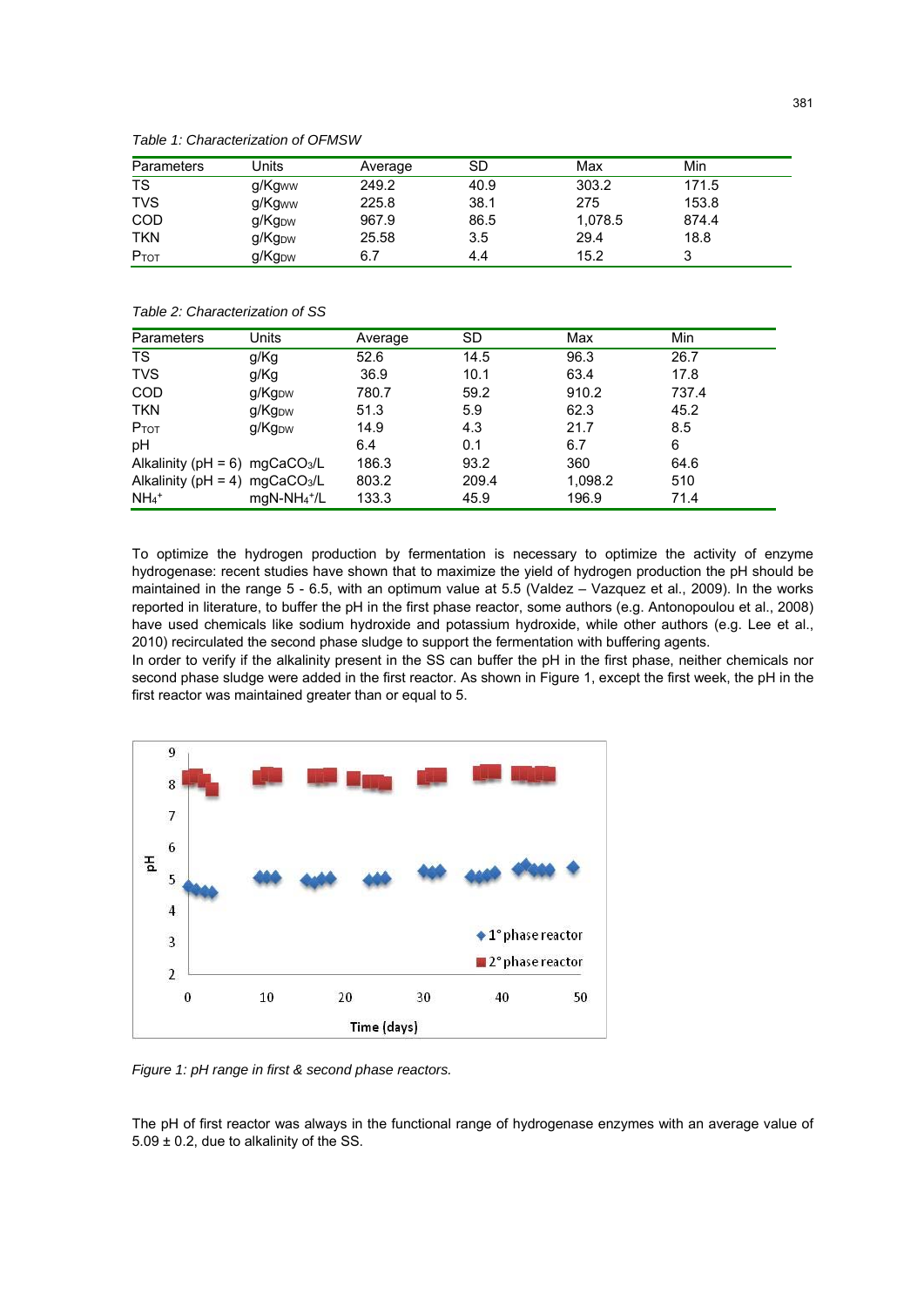*Table 1: Characterization of OFMSW*

| Parameters | Units | Average | SD | Max | Min |
|---|---|---|---|---|---|
| TS | $g/Kg_{WW}$ | 249.2 | 40.9 | 303.2 | 171.5 |
| TVS | $g/Kg_{WW}$ | 225.8 | 38.1 | 275 | 153.8 |
| COD | $g/Kg_{DW}$ | 967.9 | 86.5 | 1,078.5 | 874.4 |
| TKN | $g/Kg_{DW}$ | 25.58 | 3.5 | 29.4 | 18.8 |
| $P_{TOT}$ | $g/Kg_{DW}$ | 6.7 | 4.4 | 15.2 | 3 |

*Table 2: Characterization of SS*

| Parameters | Units | Average | SD | Max | Min |
|---|---|---|---|---|---|
| TS | g/Kg | 52.6 | 14.5 | 96.3 | 26.7 |
| TVS | g/Kg | 36.9 | 10.1 | 63.4 | 17.8 |
| COD | $g/Kg_{DW}$ | 780.7 | 59.2 | 910.2 | 737.4 |
| TKN | $g/Kg_{DW}$ | 51.3 | 5.9 | 62.3 | 45.2 |
| $P_{TOT}$ | $g/Kg_{DW}$ | 14.9 | 4.3 | 21.7 | 8.5 |
| pH | | 6.4 | 0.1 | 6.7 | 6 |
| Alkalinity (pH = 6) | $mgCaCO_3/L$ | 186.3 | 93.2 | 360 | 64.6 |
| Alkalinity (pH = 4) | $mgCaCO_3/L$ | 803.2 | 209.4 | 1,098.2 | 510 |
| $NH_4^+$ | $mgN\text{-}NH_4^+/L$ | 133.3 | 45.9 | 196.9 | 71.4 |

To optimize the hydrogen production by fermentation is necessary to optimize the activity of enzyme hydrogenase: recent studies have shown that to maximize the yield of hydrogen production the pH should be maintained in the range 5 - 6.5, with an optimum value at 5.5 (Valdez – Vazquez et al., 2009). In the works reported in literature, to buffer the pH in the first phase reactor, some authors (e.g. Antonopoulou et al., 2008) have used chemicals like sodium hydroxide and potassium hydroxide, while other authors (e.g. Lee et al., 2010) recirculated the second phase sludge to support the fermentation with buffering agents.
In order to verify if the alkalinity present in the SS can buffer the pH in the first phase, neither chemicals nor second phase sludge were added in the first reactor. As shown in Figure 1, except the first week, the pH in the first reactor was maintained greater than or equal to 5.

pH
9
8
7
6
5
4
3
2
0
10
20
30
40
50
Time (days)
1° phase reactor
2° phase reactor

*Figure 1: pH range in first & second phase reactors.*

The pH of first reactor was always in the functional range of hydrogenase enzymes with an average value of 5.09 ± 0.2, due to alkalinity of the SS.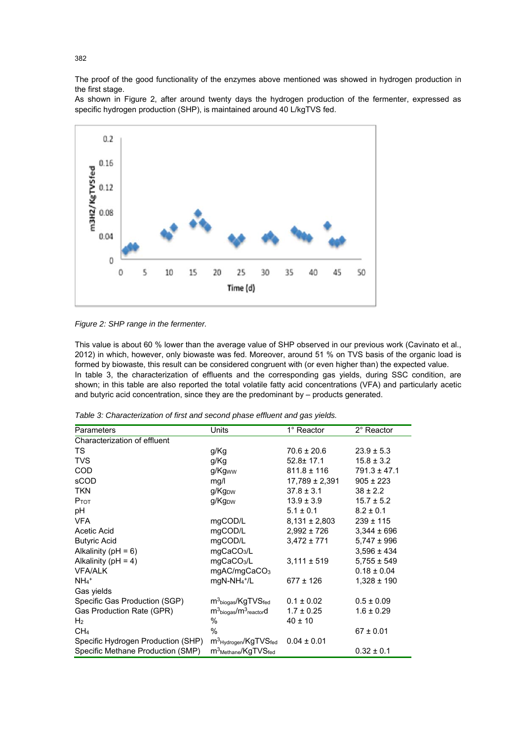The proof of the good functionality of the enzymes above mentioned was showed in hydrogen production in the first stage.

As shown in Figure 2, after around twenty days the hydrogen production of the fermenter, expressed as specific hydrogen production (SHP), is maintained around 40 L/kgTVS fed.

0.2
0.16
0.12
0.08
0.04
0
m3H2/KgTVSfed
0 5 10 15 20 25 30 35 40 45 50
Time (d)

*Figure 2: SHP range in the fermenter.*

This value is about 60 % lower than the average value of SHP observed in our previous work (Cavinato et al., 2012) in which, however, only biowaste was fed. Moreover, around 51 % on TVS basis of the organic load is formed by biowaste, this result can be considered congruent with (or even higher than) the expected value.

In table 3, the characterization of effluents and the corresponding gas yields, during SSC condition, are shown; in this table are also reported the total volatile fatty acid concentrations (VFA) and particularly acetic and butyric acid concentration, since they are the predominant by – products generated.

*Table 3: Characterization of first and second phase effluent and gas yields.*

| Parameters | Units | 1° Reactor | 2° Reactor |
|---|---|---|---|
| Characterization of effluent | | | |
| TS | g/Kg | 70.6 ± 20.6 | 23.9 ± 5.3 |
| TVS | g/Kg | 52.8± 17.1 | 15.8 ± 3.2 |
| COD | $g/Kg_{WW}$ | 811.8 ± 116 | 791.3 ± 47.1 |
| sCOD | mg/l | 17,789 ± 2,391 | 905 ± 223 |
| TKN | $g/Kg_{DW}$ | 37.8 ± 3.1 | 38 ± 2.2 |
| $P_{TOT}$ | $g/Kg_{DW}$ | 13.9 ± 3.9 | 15.7 ± 5.2 |
| pH | | 5.1 ± 0.1 | 8.2 ± 0.1 |
| VFA | mgCOD/L | 8,131 ± 2,803 | 239 ± 115 |
| Acetic Acid | mgCOD/L | 2,992 ± 726 | 3,344 ± 696 |
| Butyric Acid | mgCOD/L | 3,472 ± 771 | 5,747 ± 996 |
| Alkalinity (pH = 6) | $mgCaCO_3/L$ | | 3,596 ± 434 |
| Alkalinity (pH = 4) | $mgCaCO_3/L$ | 3,111 ± 519 | 5,755 ± 549 |
| VFA/ALK | $mgAC/mgCaCO_3$ | | 0.18 ± 0.04 |
| $NH_4^+$ | $mgN\text{-}NH_4^+/L$ | 677 ± 126 | 1,328 ± 190 |
| Gas yields | | | |
| Specific Gas Production (SGP) | $m^3_{biogas}/KgTVS_{fed}$ | 0.1 ± 0.02 | 0.5 ± 0.09 |
| Gas Production Rate (GPR) | $m^3_{biogas}/m^3_{reactor}d$ | 1.7 ± 0.25 | 1.6 ± 0.29 |
| $H_2$ | % | 40 ± 10 | |
| $CH_4$ | % | | 67 ± 0.01 |
| Specific Hydrogen Production (SHP) | $m^3_{Hydrogen}/KgTVS_{fed}$ | 0.04 ± 0.01 | |
| Specific Methane Production (SMP) | $m^3_{Methane}/KgTVS_{fed}$ | | 0.32 ± 0.1 |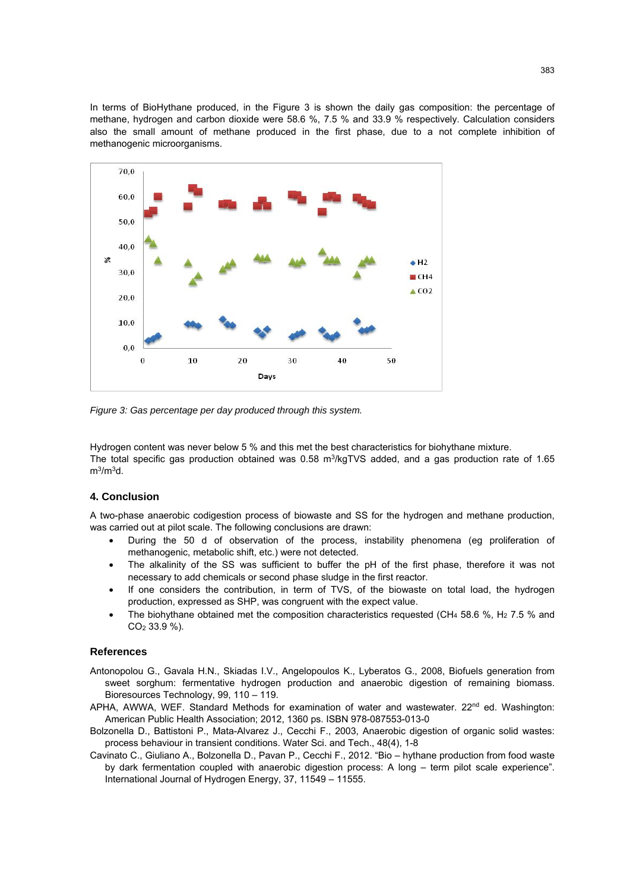In terms of BioHythane produced, in the Figure 3 is shown the daily gas composition: the percentage of methane, hydrogen and carbon dioxide were 58.6 %, 7.5 % and 33.9 % respectively. Calculation considers also the small amount of methane produced in the first phase, due to a not complete inhibition of methanogenic microorganisms.

70,0
60,0
50,0
40,0
30,0
20,0
10,0
0,0
%
0
10
20
30
40
50
Days
H2
CH4
CO2

*Figure 3: Gas percentage per day produced through this system.*

Hydrogen content was never below 5 % and this met the best characteristics for biohythane mixture.
The total specific gas production obtained was 0.58 $m^3$/kgTVS added, and a gas production rate of 1.65 $m^3/m^3d$.

## 4. Conclusion

A two-phase anaerobic codigestion process of biowaste and SS for the hydrogen and methane production, was carried out at pilot scale. The following conclusions are drawn:

- During the 50 d of observation of the process, instability phenomena (eg proliferation of methanogenic, metabolic shift, etc.) were not detected.
- The alkalinity of the SS was sufficient to buffer the pH of the first phase, therefore it was not necessary to add chemicals or second phase sludge in the first reactor.
- If one considers the contribution, in term of TVS, of the biowaste on total load, the hydrogen production, expressed as SHP, was congruent with the expect value.
- The biohythane obtained met the composition characteristics requested ($CH_4$ 58.6 %, $H_2$ 7.5 % and $CO_2$ 33.9 %).

## References

Antonopolou G., Gavala H.N., Skiadas I.V., Angelopoulos K., Lyberatos G., 2008, Biofuels generation from sweet sorghum: fermentative hydrogen production and anaerobic digestion of remaining biomass. Bioresources Technology, 99, 110 – 119.

APHA, AWWA, WEF. Standard Methods for examination of water and wastewater. 22nd ed. Washington: American Public Health Association; 2012, 1360 ps. ISBN 978-087553-013-0

Bolzonella D., Battistoni P., Mata-Alvarez J., Cecchi F., 2003, Anaerobic digestion of organic solid wastes: process behaviour in transient conditions. Water Sci. and Tech., 48(4), 1-8

Cavinato C., Giuliano A., Bolzonella D., Pavan P., Cecchi F., 2012. “Bio – hythane production from food waste by dark fermentation coupled with anaerobic digestion process: A long – term pilot scale experience”. International Journal of Hydrogen Energy, 37, 11549 – 11555.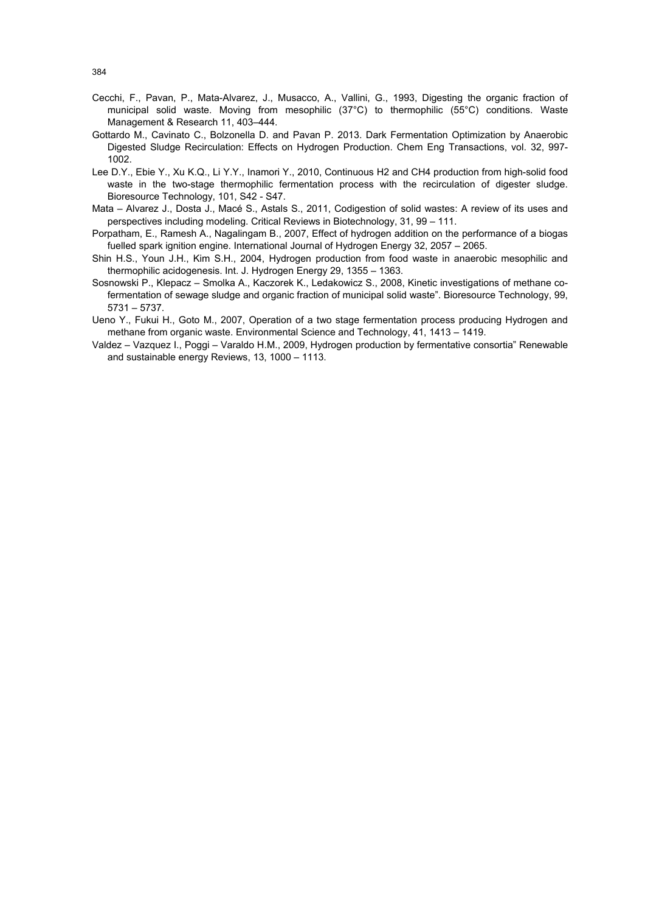Cecchi, F., Pavan, P., Mata-Alvarez, J., Musacco, A., Vallini, G., 1993, Digesting the organic fraction of municipal solid waste. Moving from mesophilic (37°C) to thermophilic (55°C) conditions. Waste Management & Research 11, 403–444.

Gottardo M., Cavinato C., Bolzonella D. and Pavan P. 2013. Dark Fermentation Optimization by Anaerobic Digested Sludge Recirculation: Effects on Hydrogen Production. Chem Eng Transactions, vol. 32, 997-1002.

Lee D.Y., Ebie Y., Xu K.Q., Li Y.Y., Inamori Y., 2010, Continuous H2 and CH4 production from high-solid food waste in the two-stage thermophilic fermentation process with the recirculation of digester sludge. Bioresource Technology, 101, S42 - S47.

Mata – Alvarez J., Dosta J., Macé S., Astals S., 2011, Codigestion of solid wastes: A review of its uses and perspectives including modeling. Critical Reviews in Biotechnology, 31, 99 – 111.

Porpatham, E., Ramesh A., Nagalingam B., 2007, Effect of hydrogen addition on the performance of a biogas fuelled spark ignition engine. International Journal of Hydrogen Energy 32, 2057 – 2065.

Shin H.S., Youn J.H., Kim S.H., 2004, Hydrogen production from food waste in anaerobic mesophilic and thermophilic acidogenesis. Int. J. Hydrogen Energy 29, 1355 – 1363.

Sosnowski P., Klepacz – Smolka A., Kaczorek K., Ledakowicz S., 2008, Kinetic investigations of methane co-fermentation of sewage sludge and organic fraction of municipal solid waste". Bioresource Technology, 99, 5731 – 5737.

Ueno Y., Fukui H., Goto M., 2007, Operation of a two stage fermentation process producing Hydrogen and methane from organic waste. Environmental Science and Technology, 41, 1413 – 1419.

Valdez – Vazquez I., Poggi – Varaldo H.M., 2009, Hydrogen production by fermentative consortia" Renewable and sustainable energy Reviews, 13, 1000 – 1113.